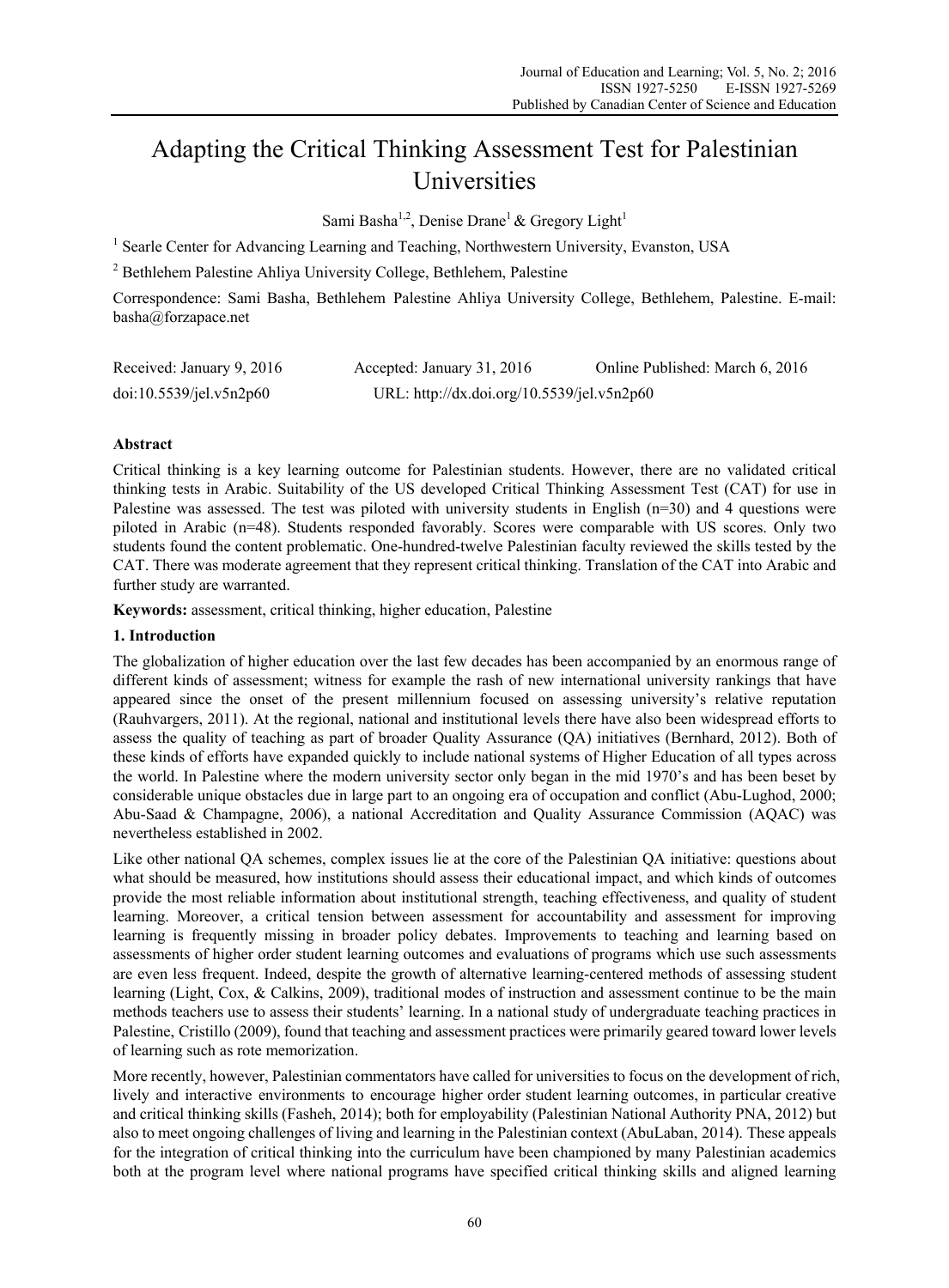# Adapting the Critical Thinking Assessment Test for Palestinian Universities

Sami Basha[1,2], Denise Drane[1] & Gregory Light[1]

[1] Searle Center for Advancing Learning and Teaching, Northwestern University, Evanston, USA

[2] Bethlehem Palestine Ahliya University College, Bethlehem, Palestine

Correspondence: Sami Basha, Bethlehem Palestine Ahliya University College, Bethlehem, Palestine. E-mail: basha@forzapace.net

Received: January 9, 2016 Accepted: January 31, 2016 Online Published: March 6, 2016

doi:10.5539/jel.v5n2p60 URL: http://dx.doi.org/10.5539/jel.v5n2p60

## Abstract

Critical thinking is a key learning outcome for Palestinian students. However, there are no validated critical thinking tests in Arabic. Suitability of the US developed Critical Thinking Assessment Test (CAT) for use in Palestine was assessed. The test was piloted with university students in English (n=30) and 4 questions were piloted in Arabic (n=48). Students responded favorably. Scores were comparable with US scores. Only two students found the content problematic. One-hundred-twelve Palestinian faculty reviewed the skills tested by the CAT. There was moderate agreement that they represent critical thinking. Translation of the CAT into Arabic and further study are warranted.

**Keywords:** assessment, critical thinking, higher education, Palestine

## 1. Introduction

The globalization of higher education over the last few decades has been accompanied by an enormous range of different kinds of assessment; witness for example the rash of new international university rankings that have appeared since the onset of the present millennium focused on assessing university's relative reputation (Rauhvargers, 2011). At the regional, national and institutional levels there have also been widespread efforts to assess the quality of teaching as part of broader Quality Assurance (QA) initiatives (Bernhard, 2012). Both of these kinds of efforts have expanded quickly to include national systems of Higher Education of all types across the world. In Palestine where the modern university sector only began in the mid 1970's and has been beset by considerable unique obstacles due in large part to an ongoing era of occupation and conflict (Abu-Lughod, 2000; Abu-Saad & Champagne, 2006), a national Accreditation and Quality Assurance Commission (AQAC) was nevertheless established in 2002.

Like other national QA schemes, complex issues lie at the core of the Palestinian QA initiative: questions about what should be measured, how institutions should assess their educational impact, and which kinds of outcomes provide the most reliable information about institutional strength, teaching effectiveness, and quality of student learning. Moreover, a critical tension between assessment for accountability and assessment for improving learning is frequently missing in broader policy debates. Improvements to teaching and learning based on assessments of higher order student learning outcomes and evaluations of programs which use such assessments are even less frequent. Indeed, despite the growth of alternative learning-centered methods of assessing student learning (Light, Cox, & Calkins, 2009), traditional modes of instruction and assessment continue to be the main methods teachers use to assess their students' learning. In a national study of undergraduate teaching practices in Palestine, Cristillo (2009), found that teaching and assessment practices were primarily geared toward lower levels of learning such as rote memorization.

More recently, however, Palestinian commentators have called for universities to focus on the development of rich, lively and interactive environments to encourage higher order student learning outcomes, in particular creative and critical thinking skills (Fasheh, 2014); both for employability (Palestinian National Authority PNA, 2012) but also to meet ongoing challenges of living and learning in the Palestinian context (AbuLaban, 2014). These appeals for the integration of critical thinking into the curriculum have been championed by many Palestinian academics both at the program level where national programs have specified critical thinking skills and aligned learning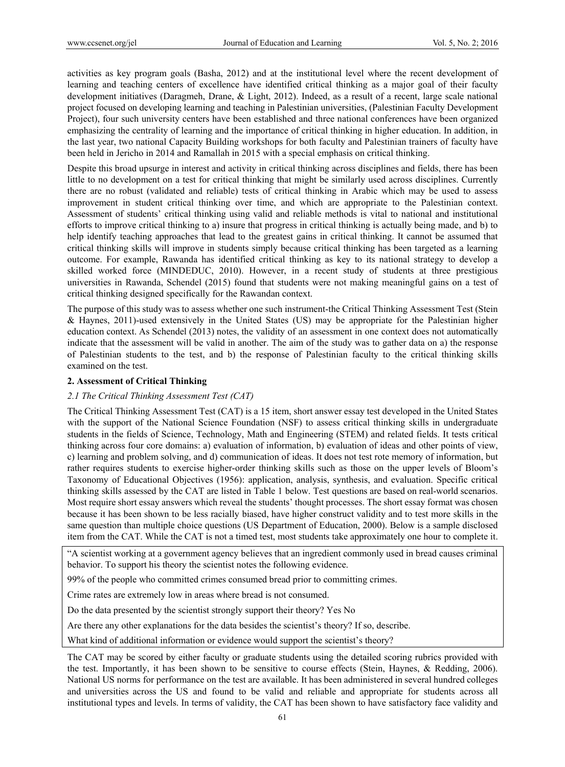activities as key program goals (Basha, 2012) and at the institutional level where the recent development of learning and teaching centers of excellence have identified critical thinking as a major goal of their faculty development initiatives (Daragmeh, Drane, & Light, 2012). Indeed, as a result of a recent, large scale national project focused on developing learning and teaching in Palestinian universities, (Palestinian Faculty Development Project), four such university centers have been established and three national conferences have been organized emphasizing the centrality of learning and the importance of critical thinking in higher education. In addition, in the last year, two national Capacity Building workshops for both faculty and Palestinian trainers of faculty have been held in Jericho in 2014 and Ramallah in 2015 with a special emphasis on critical thinking.

Despite this broad upsurge in interest and activity in critical thinking across disciplines and fields, there has been little to no development on a test for critical thinking that might be similarly used across disciplines. Currently there are no robust (validated and reliable) tests of critical thinking in Arabic which may be used to assess improvement in student critical thinking over time, and which are appropriate to the Palestinian context. Assessment of students' critical thinking using valid and reliable methods is vital to national and institutional efforts to improve critical thinking to a) insure that progress in critical thinking is actually being made, and b) to help identify teaching approaches that lead to the greatest gains in critical thinking. It cannot be assumed that critical thinking skills will improve in students simply because critical thinking has been targeted as a learning outcome. For example, Rawanda has identified critical thinking as key to its national strategy to develop a skilled worked force (MINDEDUC, 2010). However, in a recent study of students at three prestigious universities in Rawanda, Schendel (2015) found that students were not making meaningful gains on a test of critical thinking designed specifically for the Rawandan context.

The purpose of this study was to assess whether one such instrument-the Critical Thinking Assessment Test (Stein & Haynes, 2011)-used extensively in the United States (US) may be appropriate for the Palestinian higher education context. As Schendel (2013) notes, the validity of an assessment in one context does not automatically indicate that the assessment will be valid in another. The aim of the study was to gather data on a) the response of Palestinian students to the test, and b) the response of Palestinian faculty to the critical thinking skills examined on the test.

## 2. Assessment of Critical Thinking

### *2.1 The Critical Thinking Assessment Test (CAT)*

The Critical Thinking Assessment Test (CAT) is a 15 item, short answer essay test developed in the United States with the support of the National Science Foundation (NSF) to assess critical thinking skills in undergraduate students in the fields of Science, Technology, Math and Engineering (STEM) and related fields. It tests critical thinking across four core domains: a) evaluation of information, b) evaluation of ideas and other points of view, c) learning and problem solving, and d) communication of ideas. It does not test rote memory of information, but rather requires students to exercise higher-order thinking skills such as those on the upper levels of Bloom's Taxonomy of Educational Objectives (1956): application, analysis, synthesis, and evaluation. Specific critical thinking skills assessed by the CAT are listed in Table 1 below. Test questions are based on real-world scenarios. Most require short essay answers which reveal the students' thought processes. The short essay format was chosen because it has been shown to be less racially biased, have higher construct validity and to test more skills in the same question than multiple choice questions (US Department of Education, 2000). Below is a sample disclosed item from the CAT. While the CAT is not a timed test, most students take approximately one hour to complete it.

> "A scientist working at a government agency believes that an ingredient commonly used in bread causes criminal behavior. To support his theory the scientist notes the following evidence.
>
> 99% of the people who committed crimes consumed bread prior to committing crimes.
>
> Crime rates are extremely low in areas where bread is not consumed.
>
> Do the data presented by the scientist strongly support their theory? Yes No
>
> Are there any other explanations for the data besides the scientist's theory? If so, describe.
>
> What kind of additional information or evidence would support the scientist's theory?

The CAT may be scored by either faculty or graduate students using the detailed scoring rubrics provided with the test. Importantly, it has been shown to be sensitive to course effects (Stein, Haynes, & Redding, 2006). National US norms for performance on the test are available. It has been administered in several hundred colleges and universities across the US and found to be valid and reliable and appropriate for students across all institutional types and levels. In terms of validity, the CAT has been shown to have satisfactory face validity and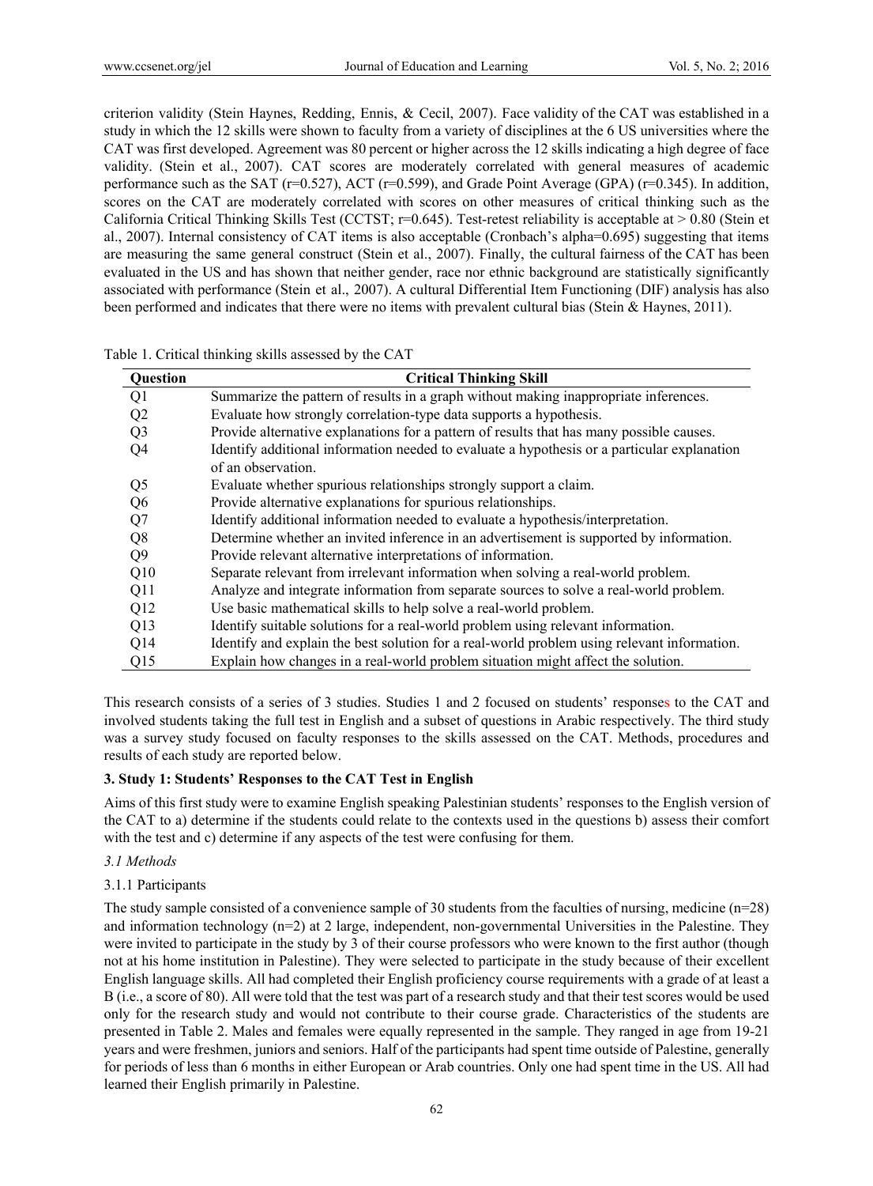criterion validity (Stein Haynes, Redding, Ennis, & Cecil, 2007). Face validity of the CAT was established in a study in which the 12 skills were shown to faculty from a variety of disciplines at the 6 US universities where the CAT was first developed. Agreement was 80 percent or higher across the 12 skills indicating a high degree of face validity. (Stein et al., 2007). CAT scores are moderately correlated with general measures of academic performance such as the SAT (r=0.527), ACT (r=0.599), and Grade Point Average (GPA) (r=0.345). In addition, scores on the CAT are moderately correlated with scores on other measures of critical thinking such as the California Critical Thinking Skills Test (CCTST; r=0.645). Test-retest reliability is acceptable at > 0.80 (Stein et al., 2007). Internal consistency of CAT items is also acceptable (Cronbach's alpha=0.695) suggesting that items are measuring the same general construct (Stein et al., 2007). Finally, the cultural fairness of the CAT has been evaluated in the US and has shown that neither gender, race nor ethnic background are statistically significantly associated with performance (Stein et al., 2007). A cultural Differential Item Functioning (DIF) analysis has also been performed and indicates that there were no items with prevalent cultural bias (Stein & Haynes, 2011).

Table 1. Critical thinking skills assessed by the CAT

| Question | Critical Thinking Skill |
|---|---|
| Q1 | Summarize the pattern of results in a graph without making inappropriate inferences. |
| Q2 | Evaluate how strongly correlation-type data supports a hypothesis. |
| Q3 | Provide alternative explanations for a pattern of results that has many possible causes. |
| Q4 | Identify additional information needed to evaluate a hypothesis or a particular explanation of an observation. |
| Q5 | Evaluate whether spurious relationships strongly support a claim. |
| Q6 | Provide alternative explanations for spurious relationships. |
| Q7 | Identify additional information needed to evaluate a hypothesis/interpretation. |
| Q8 | Determine whether an invited inference in an advertisement is supported by information. |
| Q9 | Provide relevant alternative interpretations of information. |
| Q10 | Separate relevant from irrelevant information when solving a real-world problem. |
| Q11 | Analyze and integrate information from separate sources to solve a real-world problem. |
| Q12 | Use basic mathematical skills to help solve a real-world problem. |
| Q13 | Identify suitable solutions for a real-world problem using relevant information. |
| Q14 | Identify and explain the best solution for a real-world problem using relevant information. |
| Q15 | Explain how changes in a real-world problem situation might affect the solution. |

This research consists of a series of 3 studies. Studies 1 and 2 focused on students' responses to the CAT and involved students taking the full test in English and a subset of questions in Arabic respectively. The third study was a survey study focused on faculty responses to the skills assessed on the CAT. Methods, procedures and results of each study are reported below.

## 3. Study 1: Students' Responses to the CAT Test in English

Aims of this first study were to examine English speaking Palestinian students' responses to the English version of the CAT to a) determine if the students could relate to the contexts used in the questions b) assess their comfort with the test and c) determine if any aspects of the test were confusing for them.

### *3.1 Methods*

#### 3.1.1 Participants

The study sample consisted of a convenience sample of 30 students from the faculties of nursing, medicine (n=28) and information technology (n=2) at 2 large, independent, non-governmental Universities in the Palestine. They were invited to participate in the study by 3 of their course professors who were known to the first author (though not at his home institution in Palestine). They were selected to participate in the study because of their excellent English language skills. All had completed their English proficiency course requirements with a grade of at least a B (i.e., a score of 80). All were told that the test was part of a research study and that their test scores would be used only for the research study and would not contribute to their course grade. Characteristics of the students are presented in Table 2. Males and females were equally represented in the sample. They ranged in age from 19-21 years and were freshmen, juniors and seniors. Half of the participants had spent time outside of Palestine, generally for periods of less than 6 months in either European or Arab countries. Only one had spent time in the US. All had learned their English primarily in Palestine.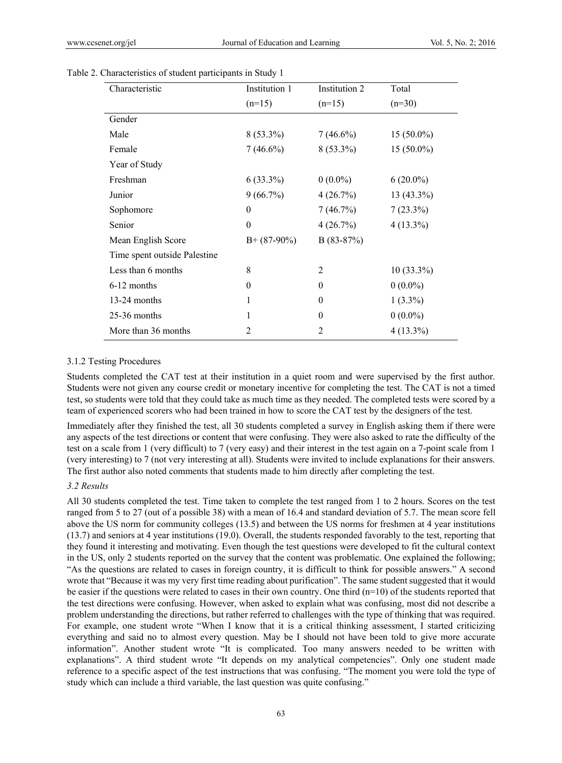Table 2. Characteristics of student participants in Study 1

| Characteristic | Institution 1 (n=15) | Institution 2 (n=15) | Total (n=30) |
|---|---|---|---|
| Gender | | | |
| Male | 8 (53.3%) | 7 (46.6%) | 15 (50.0%) |
| Female | 7 (46.6%) | 8 (53.3%) | 15 (50.0%) |
| Year of Study | | | |
| Freshman | 6 (33.3%) | 0 (0.0%) | 6 (20.0%) |
| Junior | 9 (66.7%) | 4 (26.7%) | 13 (43.3%) |
| Sophomore | 0 | 7 (46.7%) | 7 (23.3%) |
| Senior | 0 | 4 (26.7%) | 4 (13.3%) |
| Mean English Score | B+ (87-90%) | B (83-87%) | |
| Time spent outside Palestine | | | |
| Less than 6 months | 8 | 2 | 10 (33.3%) |
| 6-12 months | 0 | 0 | 0 (0.0%) |
| 13-24 months | 1 | 0 | 1 (3.3%) |
| 25-36 months | 1 | 0 | 0 (0.0%) |
| More than 36 months | 2 | 2 | 4 (13.3%) |

#### 3.1.2 Testing Procedures

Students completed the CAT test at their institution in a quiet room and were supervised by the first author. Students were not given any course credit or monetary incentive for completing the test. The CAT is not a timed test, so students were told that they could take as much time as they needed. The completed tests were scored by a team of experienced scorers who had been trained in how to score the CAT test by the designers of the test.

Immediately after they finished the test, all 30 students completed a survey in English asking them if there were any aspects of the test directions or content that were confusing. They were also asked to rate the difficulty of the test on a scale from 1 (very difficult) to 7 (very easy) and their interest in the test again on a 7-point scale from 1 (very interesting) to 7 (not very interesting at all). Students were invited to include explanations for their answers. The first author also noted comments that students made to him directly after completing the test.

### *3.2 Results*

All 30 students completed the test. Time taken to complete the test ranged from 1 to 2 hours. Scores on the test ranged from 5 to 27 (out of a possible 38) with a mean of 16.4 and standard deviation of 5.7. The mean score fell above the US norm for community colleges (13.5) and between the US norms for freshmen at 4 year institutions (13.7) and seniors at 4 year institutions (19.0). Overall, the students responded favorably to the test, reporting that they found it interesting and motivating. Even though the test questions were developed to fit the cultural context in the US, only 2 students reported on the survey that the content was problematic. One explained the following; "As the questions are related to cases in foreign country, it is difficult to think for possible answers." A second wrote that "Because it was my very first time reading about purification". The same student suggested that it would be easier if the questions were related to cases in their own country. One third (n=10) of the students reported that the test directions were confusing. However, when asked to explain what was confusing, most did not describe a problem understanding the directions, but rather referred to challenges with the type of thinking that was required. For example, one student wrote "When I know that it is a critical thinking assessment, I started criticizing everything and said no to almost every question. May be I should not have been told to give more accurate information". Another student wrote "It is complicated. Too many answers needed to be written with explanations". A third student wrote "It depends on my analytical competencies". Only one student made reference to a specific aspect of the test instructions that was confusing. "The moment you were told the type of study which can include a third variable, the last question was quite confusing."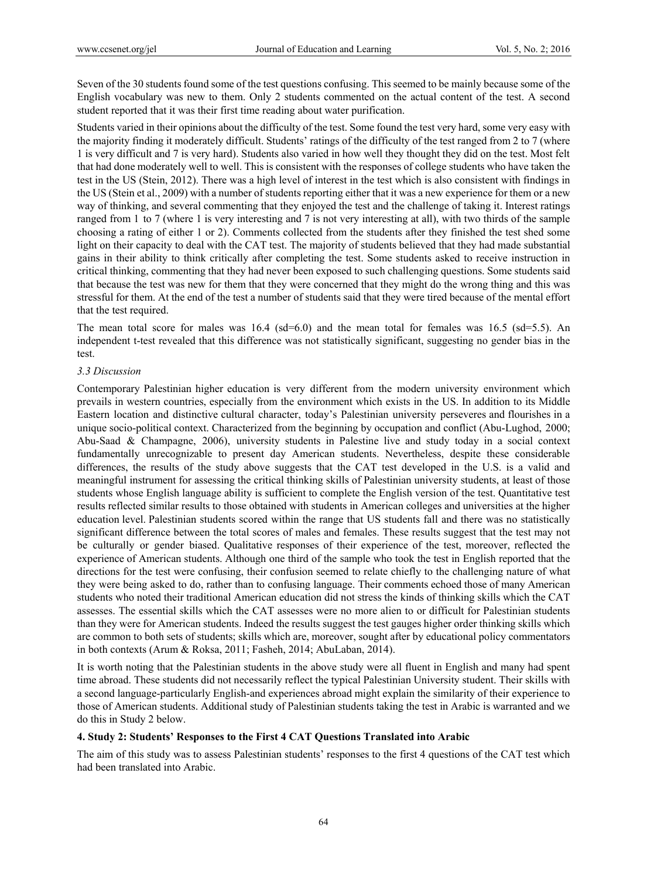Seven of the 30 students found some of the test questions confusing. This seemed to be mainly because some of the English vocabulary was new to them. Only 2 students commented on the actual content of the test. A second student reported that it was their first time reading about water purification.

Students varied in their opinions about the difficulty of the test. Some found the test very hard, some very easy with the majority finding it moderately difficult. Students' ratings of the difficulty of the test ranged from 2 to 7 (where 1 is very difficult and 7 is very hard). Students also varied in how well they thought they did on the test. Most felt that had done moderately well to well. This is consistent with the responses of college students who have taken the test in the US (Stein, 2012). There was a high level of interest in the test which is also consistent with findings in the US (Stein et al., 2009) with a number of students reporting either that it was a new experience for them or a new way of thinking, and several commenting that they enjoyed the test and the challenge of taking it. Interest ratings ranged from 1 to 7 (where 1 is very interesting and 7 is not very interesting at all), with two thirds of the sample choosing a rating of either 1 or 2). Comments collected from the students after they finished the test shed some light on their capacity to deal with the CAT test. The majority of students believed that they had made substantial gains in their ability to think critically after completing the test. Some students asked to receive instruction in critical thinking, commenting that they had never been exposed to such challenging questions. Some students said that because the test was new for them that they were concerned that they might do the wrong thing and this was stressful for them. At the end of the test a number of students said that they were tired because of the mental effort that the test required.

The mean total score for males was 16.4 (sd=6.0) and the mean total for females was 16.5 (sd=5.5). An independent t-test revealed that this difference was not statistically significant, suggesting no gender bias in the test.

### *3.3 Discussion*

Contemporary Palestinian higher education is very different from the modern university environment which prevails in western countries, especially from the environment which exists in the US. In addition to its Middle Eastern location and distinctive cultural character, today's Palestinian university perseveres and flourishes in a unique socio-political context. Characterized from the beginning by occupation and conflict (Abu-Lughod, 2000; Abu-Saad & Champagne, 2006), university students in Palestine live and study today in a social context fundamentally unrecognizable to present day American students. Nevertheless, despite these considerable differences, the results of the study above suggests that the CAT test developed in the U.S. is a valid and meaningful instrument for assessing the critical thinking skills of Palestinian university students, at least of those students whose English language ability is sufficient to complete the English version of the test. Quantitative test results reflected similar results to those obtained with students in American colleges and universities at the higher education level. Palestinian students scored within the range that US students fall and there was no statistically significant difference between the total scores of males and females. These results suggest that the test may not be culturally or gender biased. Qualitative responses of their experience of the test, moreover, reflected the experience of American students. Although one third of the sample who took the test in English reported that the directions for the test were confusing, their confusion seemed to relate chiefly to the challenging nature of what they were being asked to do, rather than to confusing language. Their comments echoed those of many American students who noted their traditional American education did not stress the kinds of thinking skills which the CAT assesses. The essential skills which the CAT assesses were no more alien to or difficult for Palestinian students than they were for American students. Indeed the results suggest the test gauges higher order thinking skills which are common to both sets of students; skills which are, moreover, sought after by educational policy commentators in both contexts (Arum & Roksa, 2011; Fasheh, 2014; AbuLaban, 2014).

It is worth noting that the Palestinian students in the above study were all fluent in English and many had spent time abroad. These students did not necessarily reflect the typical Palestinian University student. Their skills with a second language-particularly English-and experiences abroad might explain the similarity of their experience to those of American students. Additional study of Palestinian students taking the test in Arabic is warranted and we do this in Study 2 below.

## 4. Study 2: Students' Responses to the First 4 CAT Questions Translated into Arabic

The aim of this study was to assess Palestinian students' responses to the first 4 questions of the CAT test which had been translated into Arabic.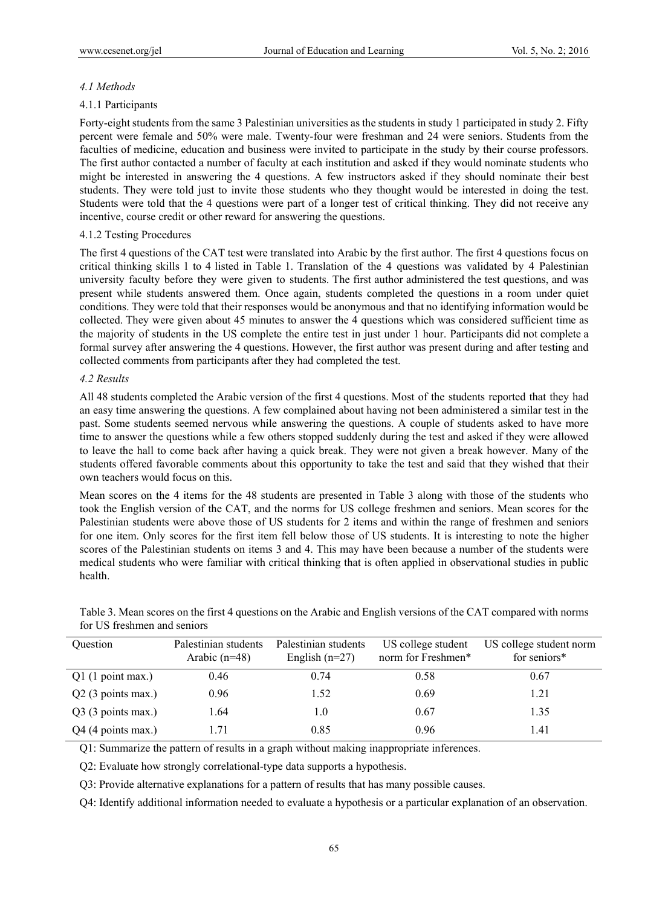### *4.1 Methods*

#### 4.1.1 Participants

Forty-eight students from the same 3 Palestinian universities as the students in study 1 participated in study 2. Fifty percent were female and 50% were male. Twenty-four were freshman and 24 were seniors. Students from the faculties of medicine, education and business were invited to participate in the study by their course professors. The first author contacted a number of faculty at each institution and asked if they would nominate students who might be interested in answering the 4 questions. A few instructors asked if they should nominate their best students. They were told just to invite those students who they thought would be interested in doing the test. Students were told that the 4 questions were part of a longer test of critical thinking. They did not receive any incentive, course credit or other reward for answering the questions.

#### 4.1.2 Testing Procedures

The first 4 questions of the CAT test were translated into Arabic by the first author. The first 4 questions focus on critical thinking skills 1 to 4 listed in Table 1. Translation of the 4 questions was validated by 4 Palestinian university faculty before they were given to students. The first author administered the test questions, and was present while students answered them. Once again, students completed the questions in a room under quiet conditions. They were told that their responses would be anonymous and that no identifying information would be collected. They were given about 45 minutes to answer the 4 questions which was considered sufficient time as the majority of students in the US complete the entire test in just under 1 hour. Participants did not complete a formal survey after answering the 4 questions. However, the first author was present during and after testing and collected comments from participants after they had completed the test.

### *4.2 Results*

All 48 students completed the Arabic version of the first 4 questions. Most of the students reported that they had an easy time answering the questions. A few complained about having not been administered a similar test in the past. Some students seemed nervous while answering the questions. A couple of students asked to have more time to answer the questions while a few others stopped suddenly during the test and asked if they were allowed to leave the hall to come back after having a quick break. They were not given a break however. Many of the students offered favorable comments about this opportunity to take the test and said that they wished that their own teachers would focus on this.

Mean scores on the 4 items for the 48 students are presented in Table 3 along with those of the students who took the English version of the CAT, and the norms for US college freshmen and seniors. Mean scores for the Palestinian students were above those of US students for 2 items and within the range of freshmen and seniors for one item. Only scores for the first item fell below those of US students. It is interesting to note the higher scores of the Palestinian students on items 3 and 4. This may have been because a number of the students were medical students who were familiar with critical thinking that is often applied in observational studies in public health.

Table 3. Mean scores on the first 4 questions on the Arabic and English versions of the CAT compared with norms for US freshmen and seniors

| Question | Palestinian students Arabic (n=48) | Palestinian students English (n=27) | US college student norm for Freshmen* | US college student norm for seniors* |
|---|---|---|---|---|
| Q1 (1 point max.) | 0.46 | 0.74 | 0.58 | 0.67 |
| Q2 (3 points max.) | 0.96 | 1.52 | 0.69 | 1.21 |
| Q3 (3 points max.) | 1.64 | 1.0 | 0.67 | 1.35 |
| Q4 (4 points max.) | 1.71 | 0.85 | 0.96 | 1.41 |

Q1: Summarize the pattern of results in a graph without making inappropriate inferences.

Q2: Evaluate how strongly correlational-type data supports a hypothesis.

Q3: Provide alternative explanations for a pattern of results that has many possible causes.

Q4: Identify additional information needed to evaluate a hypothesis or a particular explanation of an observation.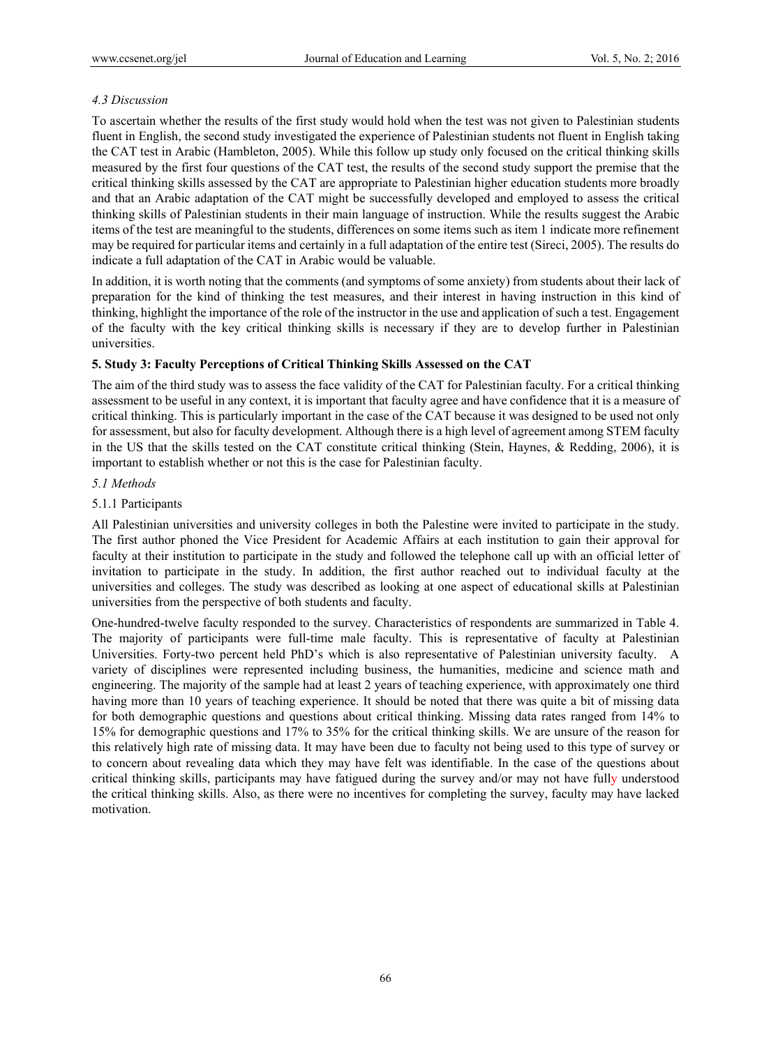### *4.3 Discussion*

To ascertain whether the results of the first study would hold when the test was not given to Palestinian students fluent in English, the second study investigated the experience of Palestinian students not fluent in English taking the CAT test in Arabic (Hambleton, 2005). While this follow up study only focused on the critical thinking skills measured by the first four questions of the CAT test, the results of the second study support the premise that the critical thinking skills assessed by the CAT are appropriate to Palestinian higher education students more broadly and that an Arabic adaptation of the CAT might be successfully developed and employed to assess the critical thinking skills of Palestinian students in their main language of instruction. While the results suggest the Arabic items of the test are meaningful to the students, differences on some items such as item 1 indicate more refinement may be required for particular items and certainly in a full adaptation of the entire test (Sireci, 2005). The results do indicate a full adaptation of the CAT in Arabic would be valuable.

In addition, it is worth noting that the comments (and symptoms of some anxiety) from students about their lack of preparation for the kind of thinking the test measures, and their interest in having instruction in this kind of thinking, highlight the importance of the role of the instructor in the use and application of such a test. Engagement of the faculty with the key critical thinking skills is necessary if they are to develop further in Palestinian universities.

## 5. Study 3: Faculty Perceptions of Critical Thinking Skills Assessed on the CAT

The aim of the third study was to assess the face validity of the CAT for Palestinian faculty. For a critical thinking assessment to be useful in any context, it is important that faculty agree and have confidence that it is a measure of critical thinking. This is particularly important in the case of the CAT because it was designed to be used not only for assessment, but also for faculty development. Although there is a high level of agreement among STEM faculty in the US that the skills tested on the CAT constitute critical thinking (Stein, Haynes, & Redding, 2006), it is important to establish whether or not this is the case for Palestinian faculty.

### *5.1 Methods*

#### 5.1.1 Participants

All Palestinian universities and university colleges in both the Palestine were invited to participate in the study. The first author phoned the Vice President for Academic Affairs at each institution to gain their approval for faculty at their institution to participate in the study and followed the telephone call up with an official letter of invitation to participate in the study. In addition, the first author reached out to individual faculty at the universities and colleges. The study was described as looking at one aspect of educational skills at Palestinian universities from the perspective of both students and faculty.

One-hundred-twelve faculty responded to the survey. Characteristics of respondents are summarized in Table 4. The majority of participants were full-time male faculty. This is representative of faculty at Palestinian Universities. Forty-two percent held PhD's which is also representative of Palestinian university faculty. A variety of disciplines were represented including business, the humanities, medicine and science math and engineering. The majority of the sample had at least 2 years of teaching experience, with approximately one third having more than 10 years of teaching experience. It should be noted that there was quite a bit of missing data for both demographic questions and questions about critical thinking. Missing data rates ranged from 14% to 15% for demographic questions and 17% to 35% for the critical thinking skills. We are unsure of the reason for this relatively high rate of missing data. It may have been due to faculty not being used to this type of survey or to concern about revealing data which they may have felt was identifiable. In the case of the questions about critical thinking skills, participants may have fatigued during the survey and/or may not have fully understood the critical thinking skills. Also, as there were no incentives for completing the survey, faculty may have lacked motivation.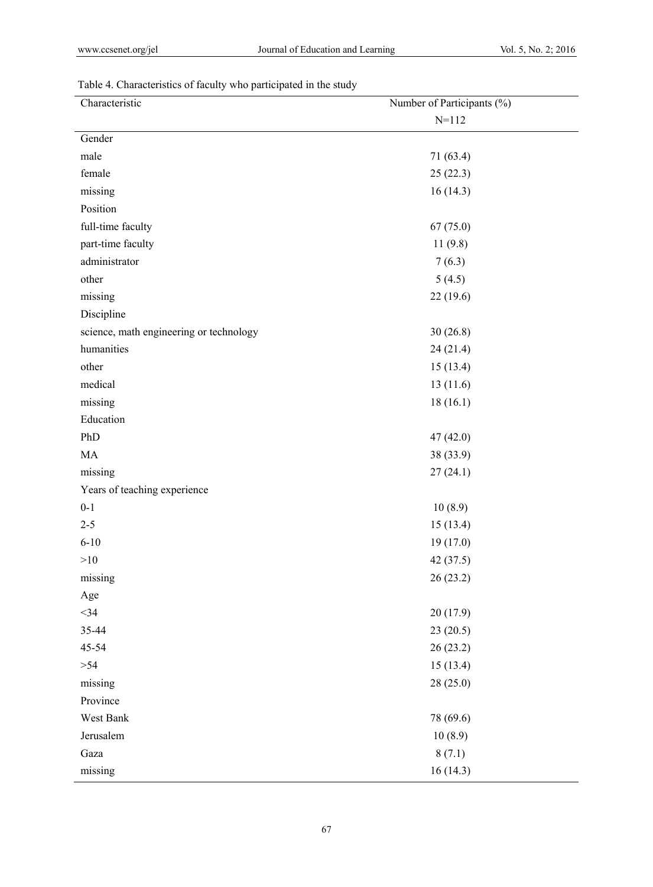Table 4. Characteristics of faculty who participated in the study

| Characteristic | Number of Participants (%) N=112 |
| --- | --- |
| Gender | |
| male | 71 (63.4) |
| female | 25 (22.3) |
| missing | 16 (14.3) |
| Position | |
| full-time faculty | 67 (75.0) |
| part-time faculty | 11 (9.8) |
| administrator | 7 (6.3) |
| other | 5 (4.5) |
| missing | 22 (19.6) |
| Discipline | |
| science, math engineering or technology | 30 (26.8) |
| humanities | 24 (21.4) |
| other | 15 (13.4) |
| medical | 13 (11.6) |
| missing | 18 (16.1) |
| Education | |
| PhD | 47 (42.0) |
| MA | 38 (33.9) |
| missing | 27 (24.1) |
| Years of teaching experience | |
| 0-1 | 10 (8.9) |
| 2-5 | 15 (13.4) |
| 6-10 | 19 (17.0) |
| >10 | 42 (37.5) |
| missing | 26 (23.2) |
| Age | |
| <34 | 20 (17.9) |
| 35-44 | 23 (20.5) |
| 45-54 | 26 (23.2) |
| >54 | 15 (13.4) |
| missing | 28 (25.0) |
| Province | |
| West Bank | 78 (69.6) |
| Jerusalem | 10 (8.9) |
| Gaza | 8 (7.1) |
| missing | 16 (14.3) |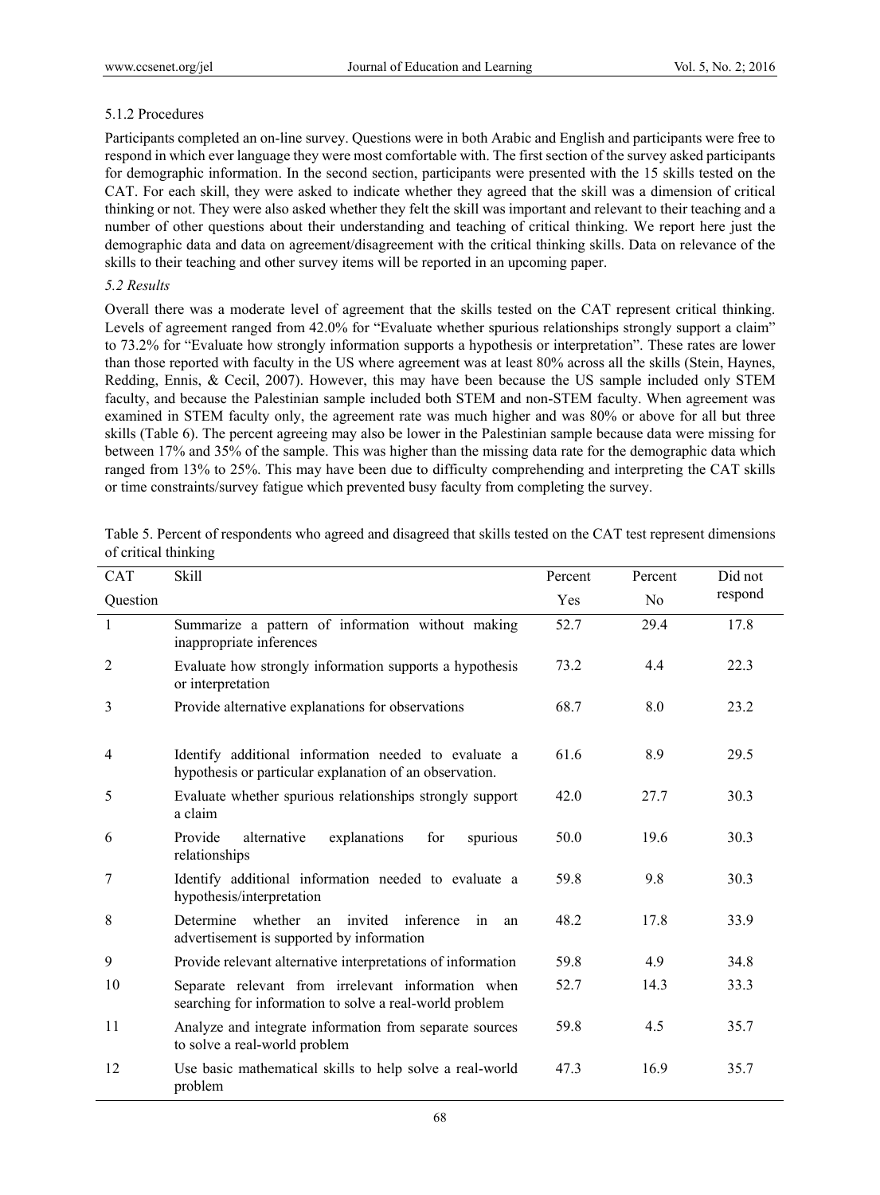#### 5.1.2 Procedures

Participants completed an on-line survey. Questions were in both Arabic and English and participants were free to respond in which ever language they were most comfortable with. The first section of the survey asked participants for demographic information. In the second section, participants were presented with the 15 skills tested on the CAT. For each skill, they were asked to indicate whether they agreed that the skill was a dimension of critical thinking or not. They were also asked whether they felt the skill was important and relevant to their teaching and a number of other questions about their understanding and teaching of critical thinking. We report here just the demographic data and data on agreement/disagreement with the critical thinking skills. Data on relevance of the skills to their teaching and other survey items will be reported in an upcoming paper.

### *5.2 Results*

Overall there was a moderate level of agreement that the skills tested on the CAT represent critical thinking. Levels of agreement ranged from 42.0% for "Evaluate whether spurious relationships strongly support a claim" to 73.2% for "Evaluate how strongly information supports a hypothesis or interpretation". These rates are lower than those reported with faculty in the US where agreement was at least 80% across all the skills (Stein, Haynes, Redding, Ennis, & Cecil, 2007). However, this may have been because the US sample included only STEM faculty, and because the Palestinian sample included both STEM and non-STEM faculty. When agreement was examined in STEM faculty only, the agreement rate was much higher and was 80% or above for all but three skills (Table 6). The percent agreeing may also be lower in the Palestinian sample because data were missing for between 17% and 35% of the sample. This was higher than the missing data rate for the demographic data which ranged from 13% to 25%. This may have been due to difficulty comprehending and interpreting the CAT skills or time constraints/survey fatigue which prevented busy faculty from completing the survey.

Table 5. Percent of respondents who agreed and disagreed that skills tested on the CAT test represent dimensions of critical thinking

| CAT Question | Skill | Percent Yes | Percent No | Did not respond |
|---|---|---|---|---|
| 1 | Summarize a pattern of information without making inappropriate inferences | 52.7 | 29.4 | 17.8 |
| 2 | Evaluate how strongly information supports a hypothesis or interpretation | 73.2 | 4.4 | 22.3 |
| 3 | Provide alternative explanations for observations | 68.7 | 8.0 | 23.2 |
| 4 | Identify additional information needed to evaluate a hypothesis or particular explanation of an observation. | 61.6 | 8.9 | 29.5 |
| 5 | Evaluate whether spurious relationships strongly support a claim | 42.0 | 27.7 | 30.3 |
| 6 | Provide alternative explanations for spurious relationships | 50.0 | 19.6 | 30.3 |
| 7 | Identify additional information needed to evaluate a hypothesis/interpretation | 59.8 | 9.8 | 30.3 |
| 8 | Determine whether an invited inference in an advertisement is supported by information | 48.2 | 17.8 | 33.9 |
| 9 | Provide relevant alternative interpretations of information | 59.8 | 4.9 | 34.8 |
| 10 | Separate relevant from irrelevant information when searching for information to solve a real-world problem | 52.7 | 14.3 | 33.3 |
| 11 | Analyze and integrate information from separate sources to solve a real-world problem | 59.8 | 4.5 | 35.7 |
| 12 | Use basic mathematical skills to help solve a real-world problem | 47.3 | 16.9 | 35.7 |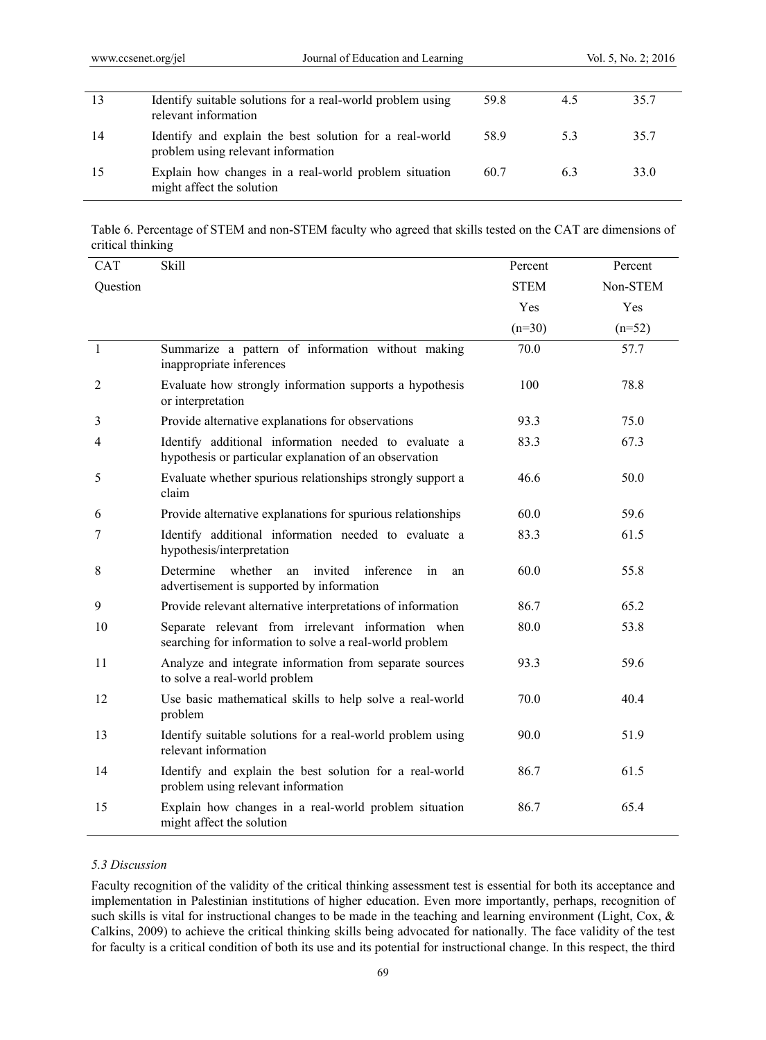| 13 | Identify suitable solutions for a real-world problem using relevant information | 59.8 | 4.5 | 35.7 |
|---|---|---|---|---|
| 14 | Identify and explain the best solution for a real-world problem using relevant information | 58.9 | 5.3 | 35.7 |
| 15 | Explain how changes in a real-world problem situation might affect the solution | 60.7 | 6.3 | 33.0 |

Table 6. Percentage of STEM and non-STEM faculty who agreed that skills tested on the CAT are dimensions of critical thinking

| CAT Question | Skill | Percent STEM Yes (n=30) | Percent Non-STEM Yes (n=52) |
|---|---|---|---|
| 1 | Summarize a pattern of information without making inappropriate inferences | 70.0 | 57.7 |
| 2 | Evaluate how strongly information supports a hypothesis or interpretation | 100 | 78.8 |
| 3 | Provide alternative explanations for observations | 93.3 | 75.0 |
| 4 | Identify additional information needed to evaluate a hypothesis or particular explanation of an observation | 83.3 | 67.3 |
| 5 | Evaluate whether spurious relationships strongly support a claim | 46.6 | 50.0 |
| 6 | Provide alternative explanations for spurious relationships | 60.0 | 59.6 |
| 7 | Identify additional information needed to evaluate a hypothesis/interpretation | 83.3 | 61.5 |
| 8 | Determine whether an invited inference in an advertisement is supported by information | 60.0 | 55.8 |
| 9 | Provide relevant alternative interpretations of information | 86.7 | 65.2 |
| 10 | Separate relevant from irrelevant information when searching for information to solve a real-world problem | 80.0 | 53.8 |
| 11 | Analyze and integrate information from separate sources to solve a real-world problem | 93.3 | 59.6 |
| 12 | Use basic mathematical skills to help solve a real-world problem | 70.0 | 40.4 |
| 13 | Identify suitable solutions for a real-world problem using relevant information | 90.0 | 51.9 |
| 14 | Identify and explain the best solution for a real-world problem using relevant information | 86.7 | 61.5 |
| 15 | Explain how changes in a real-world problem situation might affect the solution | 86.7 | 65.4 |

### *5.3 Discussion*

Faculty recognition of the validity of the critical thinking assessment test is essential for both its acceptance and implementation in Palestinian institutions of higher education. Even more importantly, perhaps, recognition of such skills is vital for instructional changes to be made in the teaching and learning environment (Light, Cox, & Calkins, 2009) to achieve the critical thinking skills being advocated for nationally. The face validity of the test for faculty is a critical condition of both its use and its potential for instructional change. In this respect, the third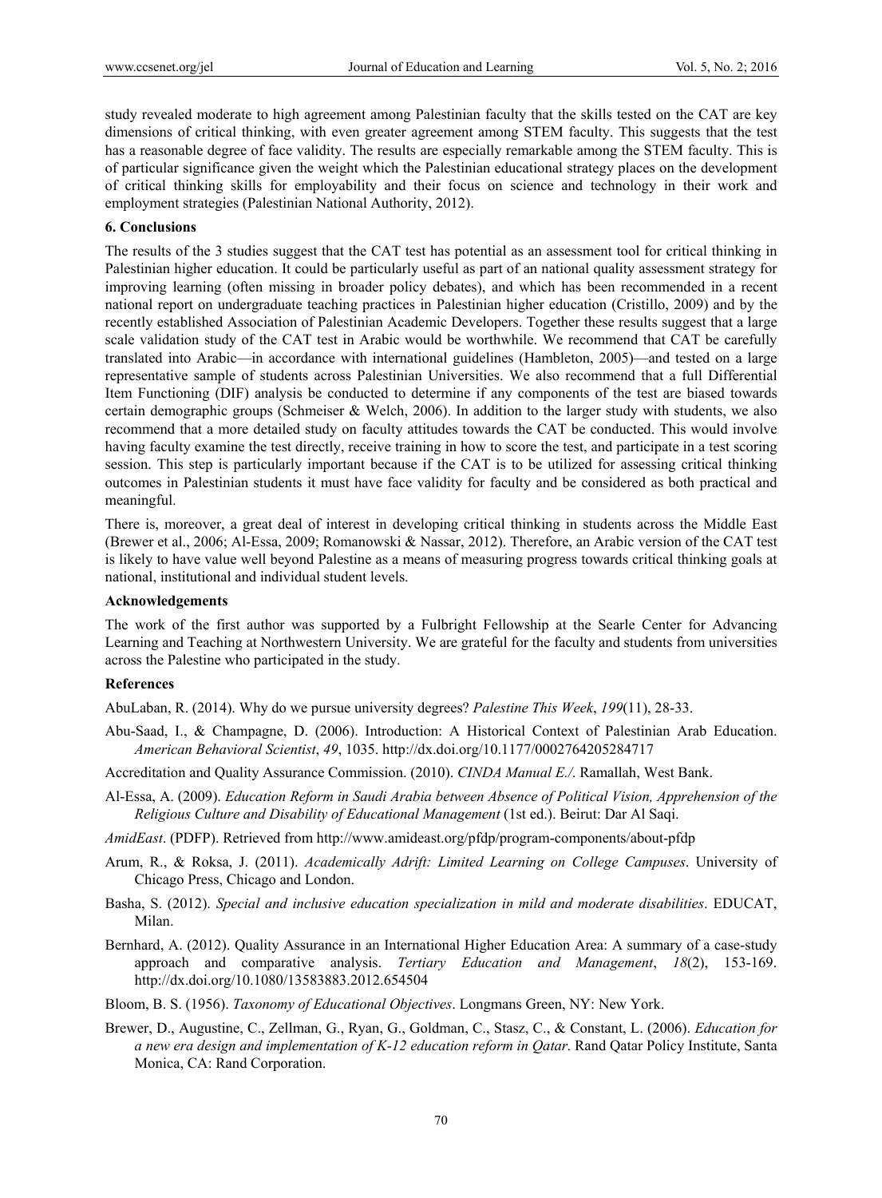study revealed moderate to high agreement among Palestinian faculty that the skills tested on the CAT are key dimensions of critical thinking, with even greater agreement among STEM faculty. This suggests that the test has a reasonable degree of face validity. The results are especially remarkable among the STEM faculty. This is of particular significance given the weight which the Palestinian educational strategy places on the development of critical thinking skills for employability and their focus on science and technology in their work and employment strategies (Palestinian National Authority, 2012).

## 6. Conclusions

The results of the 3 studies suggest that the CAT test has potential as an assessment tool for critical thinking in Palestinian higher education. It could be particularly useful as part of an national quality assessment strategy for improving learning (often missing in broader policy debates), and which has been recommended in a recent national report on undergraduate teaching practices in Palestinian higher education (Cristillo, 2009) and by the recently established Association of Palestinian Academic Developers. Together these results suggest that a large scale validation study of the CAT test in Arabic would be worthwhile. We recommend that CAT be carefully translated into Arabic—in accordance with international guidelines (Hambleton, 2005)—and tested on a large representative sample of students across Palestinian Universities. We also recommend that a full Differential Item Functioning (DIF) analysis be conducted to determine if any components of the test are biased towards certain demographic groups (Schmeiser & Welch, 2006). In addition to the larger study with students, we also recommend that a more detailed study on faculty attitudes towards the CAT be conducted. This would involve having faculty examine the test directly, receive training in how to score the test, and participate in a test scoring session. This step is particularly important because if the CAT is to be utilized for assessing critical thinking outcomes in Palestinian students it must have face validity for faculty and be considered as both practical and meaningful.

There is, moreover, a great deal of interest in developing critical thinking in students across the Middle East (Brewer et al., 2006; Al-Essa, 2009; Romanowski & Nassar, 2012). Therefore, an Arabic version of the CAT test is likely to have value well beyond Palestine as a means of measuring progress towards critical thinking goals at national, institutional and individual student levels.

## Acknowledgements

The work of the first author was supported by a Fulbright Fellowship at the Searle Center for Advancing Learning and Teaching at Northwestern University. We are grateful for the faculty and students from universities across the Palestine who participated in the study.

## References

AbuLaban, R. (2014). Why do we pursue university degrees? *Palestine This Week*, *199*(11), 28-33.

Abu-Saad, I., & Champagne, D. (2006). Introduction: A Historical Context of Palestinian Arab Education. *American Behavioral Scientist*, *49*, 1035. http://dx.doi.org/10.1177/0002764205284717

Accreditation and Quality Assurance Commission. (2010). *CINDA Manual E./*. Ramallah, West Bank.

Al-Essa, A. (2009). *Education Reform in Saudi Arabia between Absence of Political Vision, Apprehension of the Religious Culture and Disability of Educational Management* (1st ed.). Beirut: Dar Al Saqi.

*AmidEast*. (PDFP). Retrieved from http://www.amideast.org/pfdp/program-components/about-pfdp

Arum, R., & Roksa, J. (2011). *Academically Adrift: Limited Learning on College Campuses*. University of Chicago Press, Chicago and London.

Basha, S. (2012). *Special and inclusive education specialization in mild and moderate disabilities*. EDUCAT, Milan.

Bernhard, A. (2012). Quality Assurance in an International Higher Education Area: A summary of a case-study approach and comparative analysis. *Tertiary Education and Management*, *18*(2), 153-169. http://dx.doi.org/10.1080/13583883.2012.654504

Bloom, B. S. (1956). *Taxonomy of Educational Objectives*. Longmans Green, NY: New York.

Brewer, D., Augustine, C., Zellman, G., Ryan, G., Goldman, C., Stasz, C., & Constant, L. (2006). *Education for a new era design and implementation of K-12 education reform in Qatar*. Rand Qatar Policy Institute, Santa Monica, CA: Rand Corporation.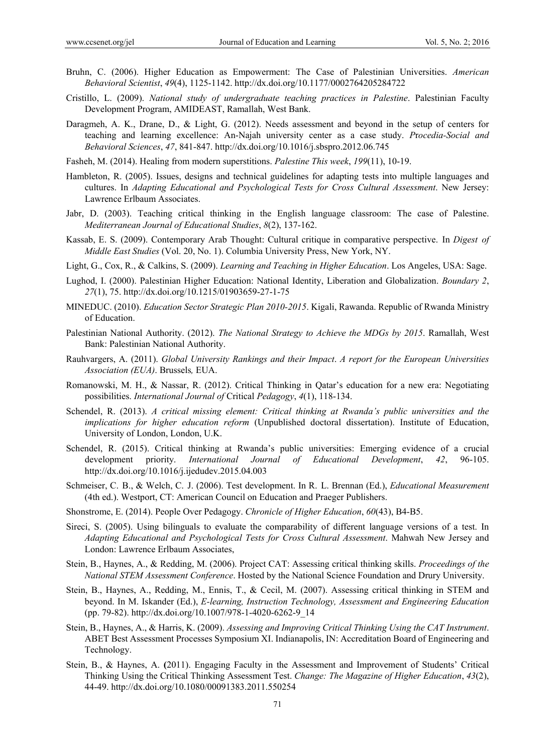Bruhn, C. (2006). Higher Education as Empowerment: The Case of Palestinian Universities. *American Behavioral Scientist*, *49*(4), 1125-1142. http://dx.doi.org/10.1177/0002764205284722

Cristillo, L. (2009). *National study of undergraduate teaching practices in Palestine*. Palestinian Faculty Development Program, AMIDEAST, Ramallah, West Bank.

Daragmeh, A. K., Drane, D., & Light, G. (2012). Needs assessment and beyond in the setup of centers for teaching and learning excellence: An-Najah university center as a case study. *Procedia-Social and Behavioral Sciences*, *47*, 841-847. http://dx.doi.org/10.1016/j.sbspro.2012.06.745

Fasheh, M. (2014). Healing from modern superstitions. *Palestine This week*, *199*(11), 10-19.

Hambleton, R. (2005). Issues, designs and technical guidelines for adapting tests into multiple languages and cultures. In *Adapting Educational and Psychological Tests for Cross Cultural Assessment*. New Jersey: Lawrence Erlbaum Associates.

Jabr, D. (2003). Teaching critical thinking in the English language classroom: The case of Palestine. *Mediterranean Journal of Educational Studies*, *8*(2), 137-162.

Kassab, E. S. (2009). Contemporary Arab Thought: Cultural critique in comparative perspective. In *Digest of Middle East Studies* (Vol. 20, No. 1). Columbia University Press, New York, NY.

Light, G., Cox, R., & Calkins, S. (2009). *Learning and Teaching in Higher Education*. Los Angeles, USA: Sage.

Lughod, I. (2000). Palestinian Higher Education: National Identity, Liberation and Globalization. *Boundary 2*, *27*(1), 75. http://dx.doi.org/10.1215/01903659-27-1-75

MINEDUC. (2010). *Education Sector Strategic Plan 2010-2015*. Kigali, Rawanda. Republic of Rwanda Ministry of Education.

Palestinian National Authority. (2012). *The National Strategy to Achieve the MDGs by 2015*. Ramallah, West Bank: Palestinian National Authority.

Rauhvargers, A. (2011). *Global University Rankings and their Impact*. *A report for the European Universities Association (EUA)*. Brussels*,* EUA.

Romanowski, M. H., & Nassar, R. (2012). Critical Thinking in Qatar's education for a new era: Negotiating possibilities. *International Journal of* Critical *Pedagogy*, *4*(1), 118-134.

Schendel, R. (2013). *A critical missing element: Critical thinking at Rwanda's public universities and the implications for higher education reform* (Unpublished doctoral dissertation). Institute of Education, University of London, London, U.K.

Schendel, R. (2015). Critical thinking at Rwanda's public universities: Emerging evidence of a crucial development priority. *International Journal of Educational Development*, *42*, 96-105. http://dx.doi.org/10.1016/j.ijedudev.2015.04.003

Schmeiser, C. B., & Welch, C. J. (2006). Test development. In R. L. Brennan (Ed.), *Educational Measurement* (4th ed.). Westport, CT: American Council on Education and Praeger Publishers.

Shonstrome, E. (2014). People Over Pedagogy. *Chronicle of Higher Education*, *60*(43), B4-B5.

Sireci, S. (2005). Using bilinguals to evaluate the comparability of different language versions of a test. In *Adapting Educational and Psychological Tests for Cross Cultural Assessment*. Mahwah New Jersey and London: Lawrence Erlbaum Associates,

Stein, B., Haynes, A., & Redding, M. (2006). Project CAT: Assessing critical thinking skills. *Proceedings of the National STEM Assessment Conference*. Hosted by the National Science Foundation and Drury University.

Stein, B., Haynes, A., Redding, M., Ennis, T., & Cecil, M. (2007). Assessing critical thinking in STEM and beyond. In M. Iskander (Ed.), *E-learning, Instruction Technology, Assessment and Engineering Education* (pp. 79-82). http://dx.doi.org/10.1007/978-1-4020-6262-9_14

Stein, B., Haynes, A., & Harris, K. (2009). *Assessing and Improving Critical Thinking Using the CAT Instrument*. ABET Best Assessment Processes Symposium XI. Indianapolis, IN: Accreditation Board of Engineering and Technology.

Stein, B., & Haynes, A. **(**2011). Engaging Faculty in the Assessment and Improvement of Students' Critical Thinking Using the Critical Thinking Assessment Test. *Change: The Magazine of Higher Education*, *43*(2), 44-49. http://dx.doi.org/10.1080/00091383.2011.550254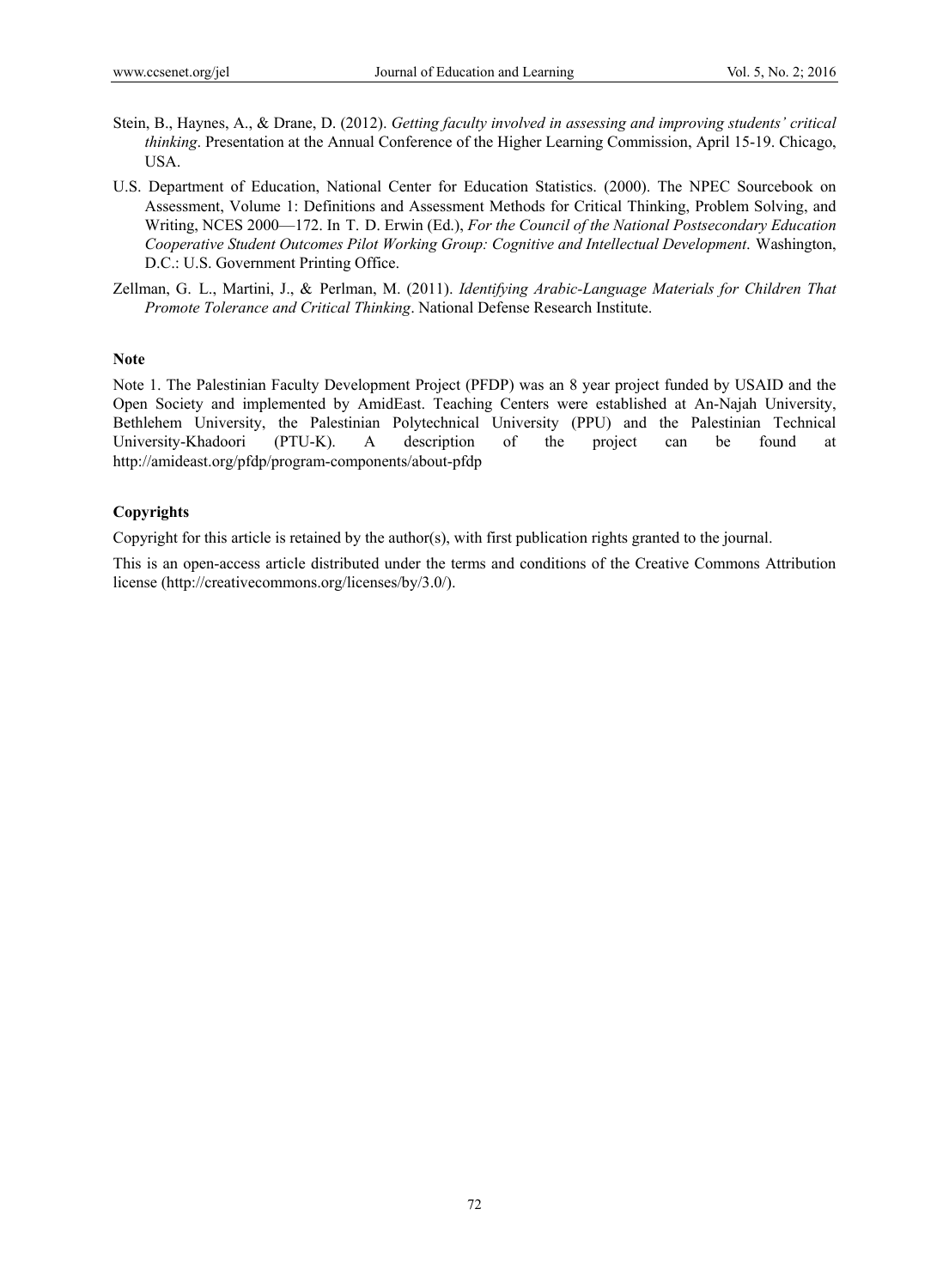Stein, B., Haynes, A., & Drane, D. (2012). *Getting faculty involved in assessing and improving students' critical thinking*. Presentation at the Annual Conference of the Higher Learning Commission, April 15-19. Chicago, USA.

U.S. Department of Education, National Center for Education Statistics. (2000). The NPEC Sourcebook on Assessment, Volume 1: Definitions and Assessment Methods for Critical Thinking, Problem Solving, and Writing, NCES 2000—172. In T. D. Erwin (Ed.), *For the Council of the National Postsecondary Education Cooperative Student Outcomes Pilot Working Group: Cognitive and Intellectual Development*. Washington, D.C.: U.S. Government Printing Office.

Zellman, G. L., Martini, J., & Perlman, M. (2011). *Identifying Arabic-Language Materials for Children That Promote Tolerance and Critical Thinking*. National Defense Research Institute.

## Note

Note 1. The Palestinian Faculty Development Project (PFDP) was an 8 year project funded by USAID and the Open Society and implemented by AmidEast. Teaching Centers were established at An-Najah University, Bethlehem University, the Palestinian Polytechnical University (PPU) and the Palestinian Technical University-Khadoori (PTU-K). A description of the project can be found at http://amideast.org/pfdp/program-components/about-pfdp

## Copyrights

Copyright for this article is retained by the author(s), with first publication rights granted to the journal.

This is an open-access article distributed under the terms and conditions of the Creative Commons Attribution license (http://creativecommons.org/licenses/by/3.0/).